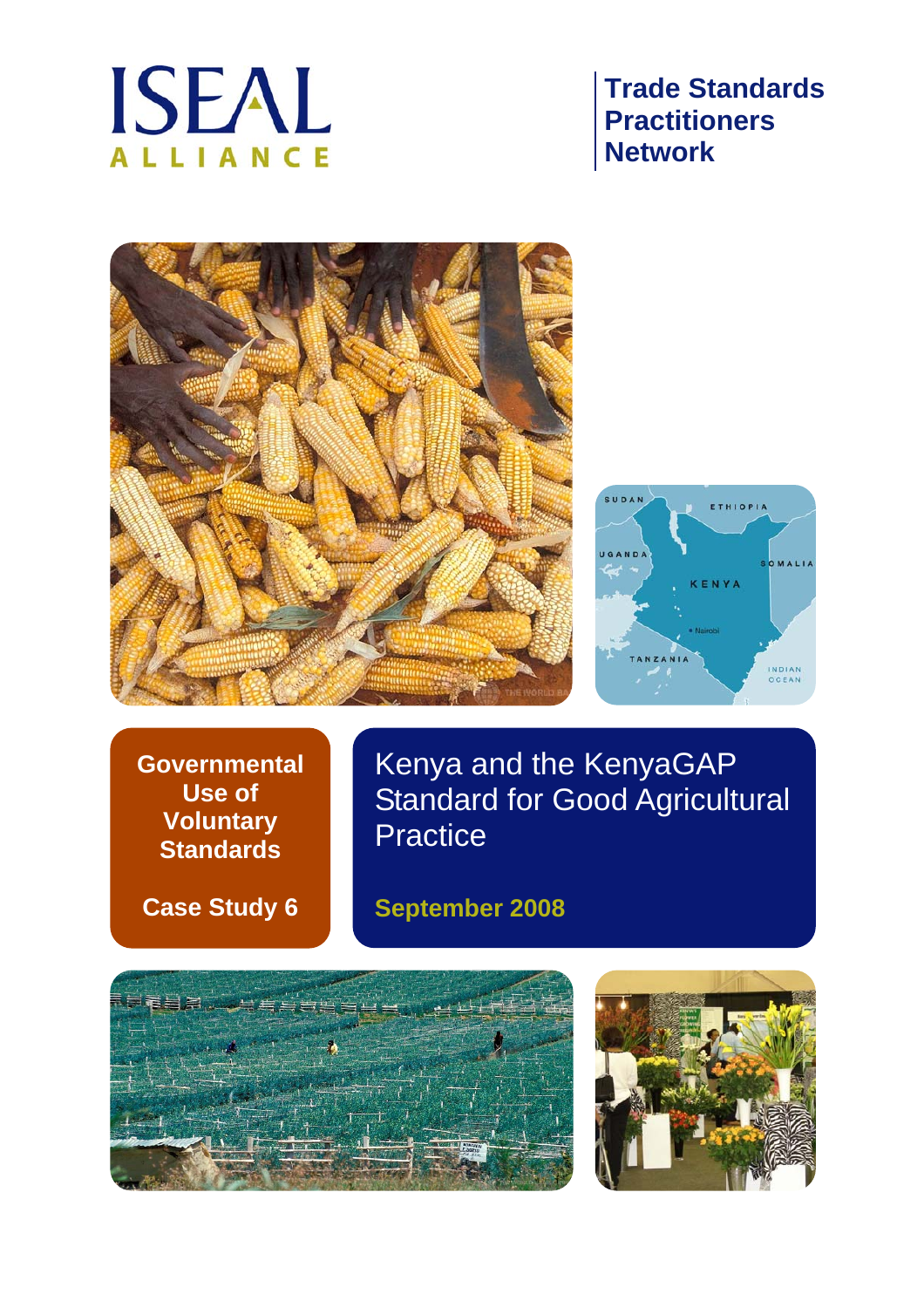ISEAL ALLIANCE

**Trade Standards Practitioners Network**

**Governmental Use of Voluntary Standards**

**Case Study 6**

# Kenya and the KenyaGAP Standard for Good Agricultural Practice

**September 2008**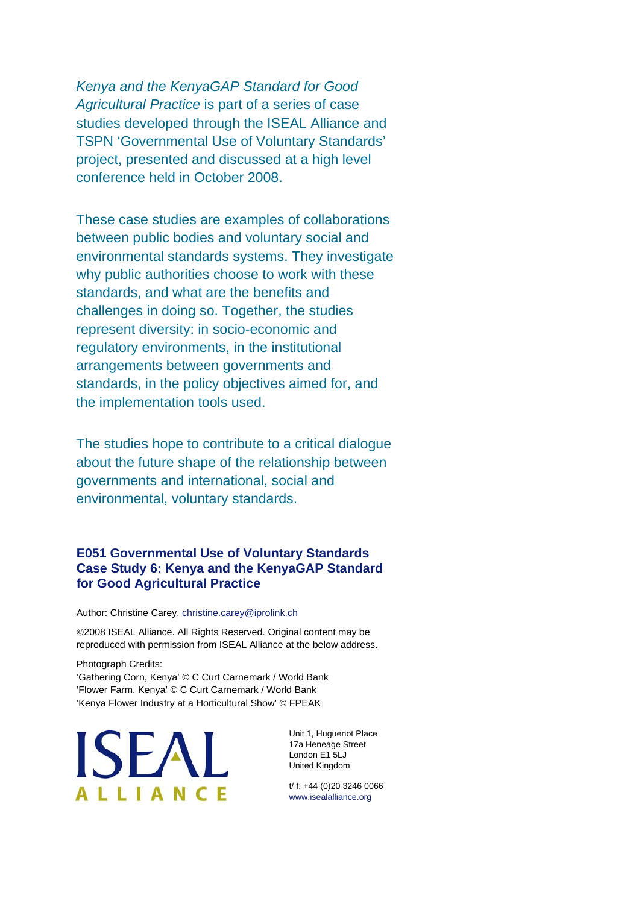*Kenya and the KenyaGAP Standard for Good Agricultural Practice* is part of a series of case studies developed through the ISEAL Alliance and TSPN 'Governmental Use of Voluntary Standards' project, presented and discussed at a high level conference held in October 2008.

These case studies are examples of collaborations between public bodies and voluntary social and environmental standards systems. They investigate why public authorities choose to work with these standards, and what are the benefits and challenges in doing so. Together, the studies represent diversity: in socio-economic and regulatory environments, in the institutional arrangements between governments and standards, in the policy objectives aimed for, and the implementation tools used.

The studies hope to contribute to a critical dialogue about the future shape of the relationship between governments and international, social and environmental, voluntary standards.

**E051 Governmental Use of Voluntary Standards**
**Case Study 6: Kenya and the KenyaGAP Standard for Good Agricultural Practice**

Author: Christine Carey, christine.carey@iprolink.ch

©2008 ISEAL Alliance. All Rights Reserved. Original content may be reproduced with permission from ISEAL Alliance at the below address.

Photograph Credits:
'Gathering Corn, Kenya' © C Curt Carnemark / World Bank
'Flower Farm, Kenya' © C Curt Carnemark / World Bank
'Kenya Flower Industry at a Horticultural Show' © FPEAK

ISEAL ALLIANCE

Unit 1, Huguenot Place
17a Heneage Street
London E1 5LJ
United Kingdom

t/ f: +44 (0)20 3246 0066
www.isealalliance.org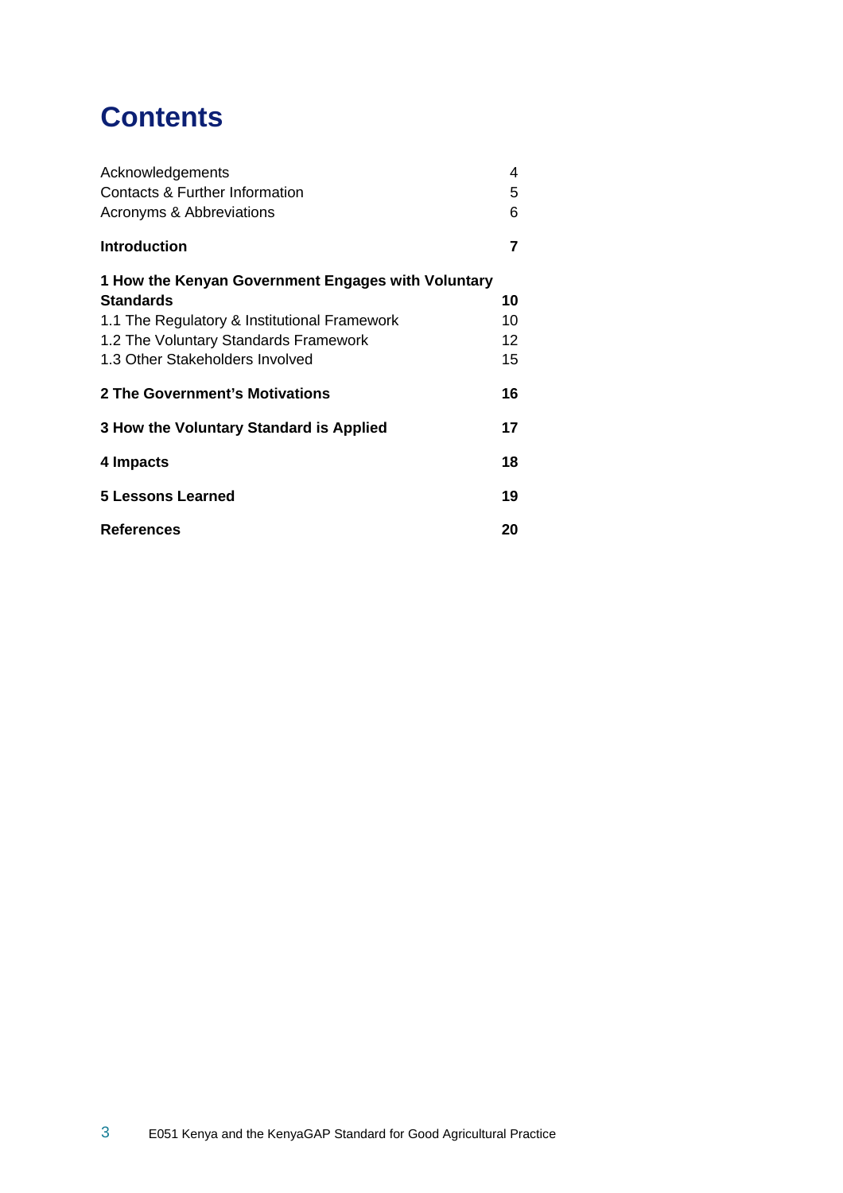# Contents

| | |
|---|---|
| Acknowledgements | 4 |
| Contacts & Further Information | 5 |
| Acronyms & Abbreviations | 6 |
| **Introduction** | **7** |
| **1 How the Kenyan Government Engages with Voluntary Standards** | **10** |
| 1.1 The Regulatory & Institutional Framework | 10 |
| 1.2 The Voluntary Standards Framework | 12 |
| 1.3 Other Stakeholders Involved | 15 |
| **2 The Government's Motivations** | **16** |
| **3 How the Voluntary Standard is Applied** | **17** |
| **4 Impacts** | **18** |
| **5 Lessons Learned** | **19** |
| **References** | **20** |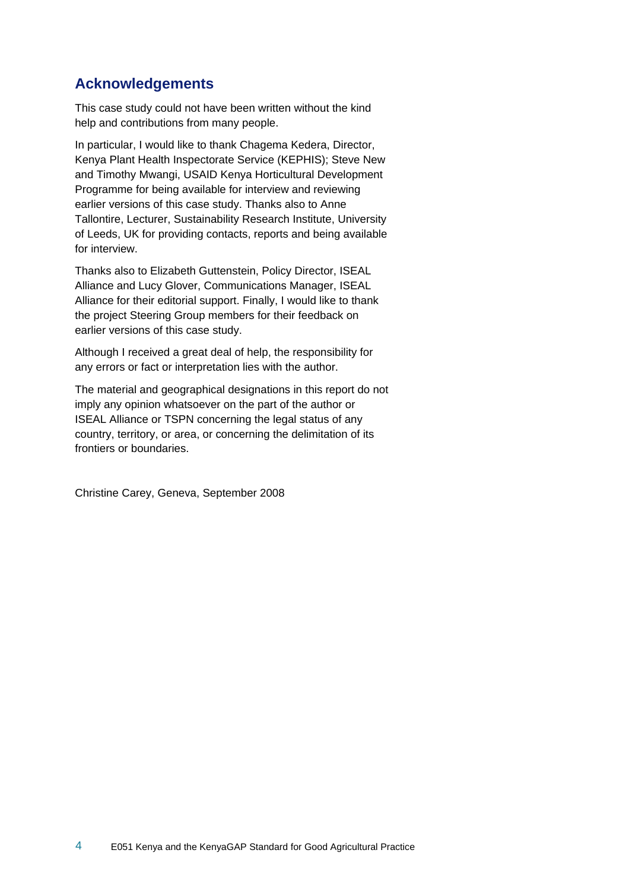## Acknowledgements

This case study could not have been written without the kind help and contributions from many people.

In particular, I would like to thank Chagema Kedera, Director, Kenya Plant Health Inspectorate Service (KEPHIS); Steve New and Timothy Mwangi, USAID Kenya Horticultural Development Programme for being available for interview and reviewing earlier versions of this case study. Thanks also to Anne Tallontire, Lecturer, Sustainability Research Institute, University of Leeds, UK for providing contacts, reports and being available for interview.

Thanks also to Elizabeth Guttenstein, Policy Director, ISEAL Alliance and Lucy Glover, Communications Manager, ISEAL Alliance for their editorial support. Finally, I would like to thank the project Steering Group members for their feedback on earlier versions of this case study.

Although I received a great deal of help, the responsibility for any errors or fact or interpretation lies with the author.

The material and geographical designations in this report do not imply any opinion whatsoever on the part of the author or ISEAL Alliance or TSPN concerning the legal status of any country, territory, or area, or concerning the delimitation of its frontiers or boundaries.

Christine Carey, Geneva, September 2008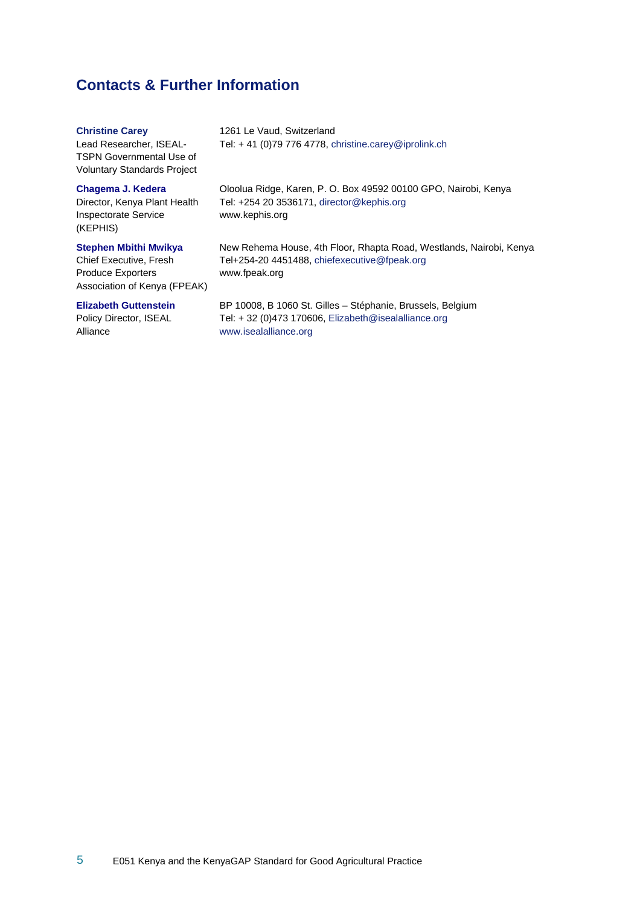## Contacts & Further Information

| | |
|---|---|
| **Christine Carey**<br>Lead Researcher, ISEAL-TSPN Governmental Use of Voluntary Standards Project | 1261 Le Vaud, Switzerland<br>Tel: + 41 (0)79 776 4778, christine.carey@iprolink.ch |
| **Chagema J. Kedera**<br>Director, Kenya Plant Health Inspectorate Service (KEPHIS) | Oloolua Ridge, Karen, P. O. Box 49592 00100 GPO, Nairobi, Kenya<br>Tel: +254 20 3536171, director@kephis.org<br>www.kephis.org |
| **Stephen Mbithi Mwikya**<br>Chief Executive, Fresh Produce Exporters Association of Kenya (FPEAK) | New Rehema House, 4th Floor, Rhapta Road, Westlands, Nairobi, Kenya<br>Tel+254-20 4451488, chiefexecutive@fpeak.org<br>www.fpeak.org |
| **Elizabeth Guttenstein**<br>Policy Director, ISEAL Alliance | BP 10008, B 1060 St. Gilles – Stéphanie, Brussels, Belgium<br>Tel: + 32 (0)473 170606, Elizabeth@isealalliance.org<br>www.isealalliance.org |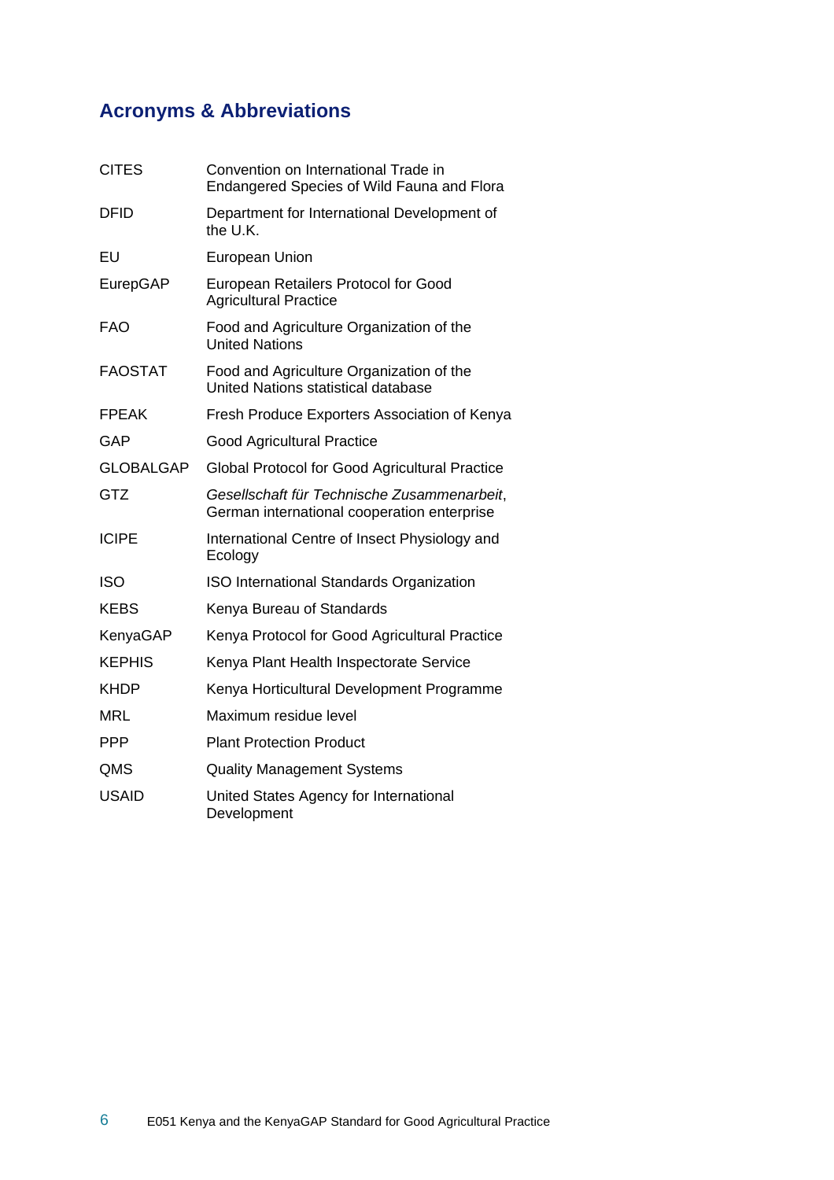## Acronyms & Abbreviations

| | |
|---|---|
| CITES | Convention on International Trade in Endangered Species of Wild Fauna and Flora |
| DFID | Department for International Development of the U.K. |
| EU | European Union |
| EurepGAP | European Retailers Protocol for Good Agricultural Practice |
| FAO | Food and Agriculture Organization of the United Nations |
| FAOSTAT | Food and Agriculture Organization of the United Nations statistical database |
| FPEAK | Fresh Produce Exporters Association of Kenya |
| GAP | Good Agricultural Practice |
| GLOBALGAP | Global Protocol for Good Agricultural Practice |
| GTZ | *Gesellschaft für Technische Zusammenarbeit*, German international cooperation enterprise |
| ICIPE | International Centre of Insect Physiology and Ecology |
| ISO | ISO International Standards Organization |
| KEBS | Kenya Bureau of Standards |
| KenyaGAP | Kenya Protocol for Good Agricultural Practice |
| KEPHIS | Kenya Plant Health Inspectorate Service |
| KHDP | Kenya Horticultural Development Programme |
| MRL | Maximum residue level |
| PPP | Plant Protection Product |
| QMS | Quality Management Systems |
| USAID | United States Agency for International Development |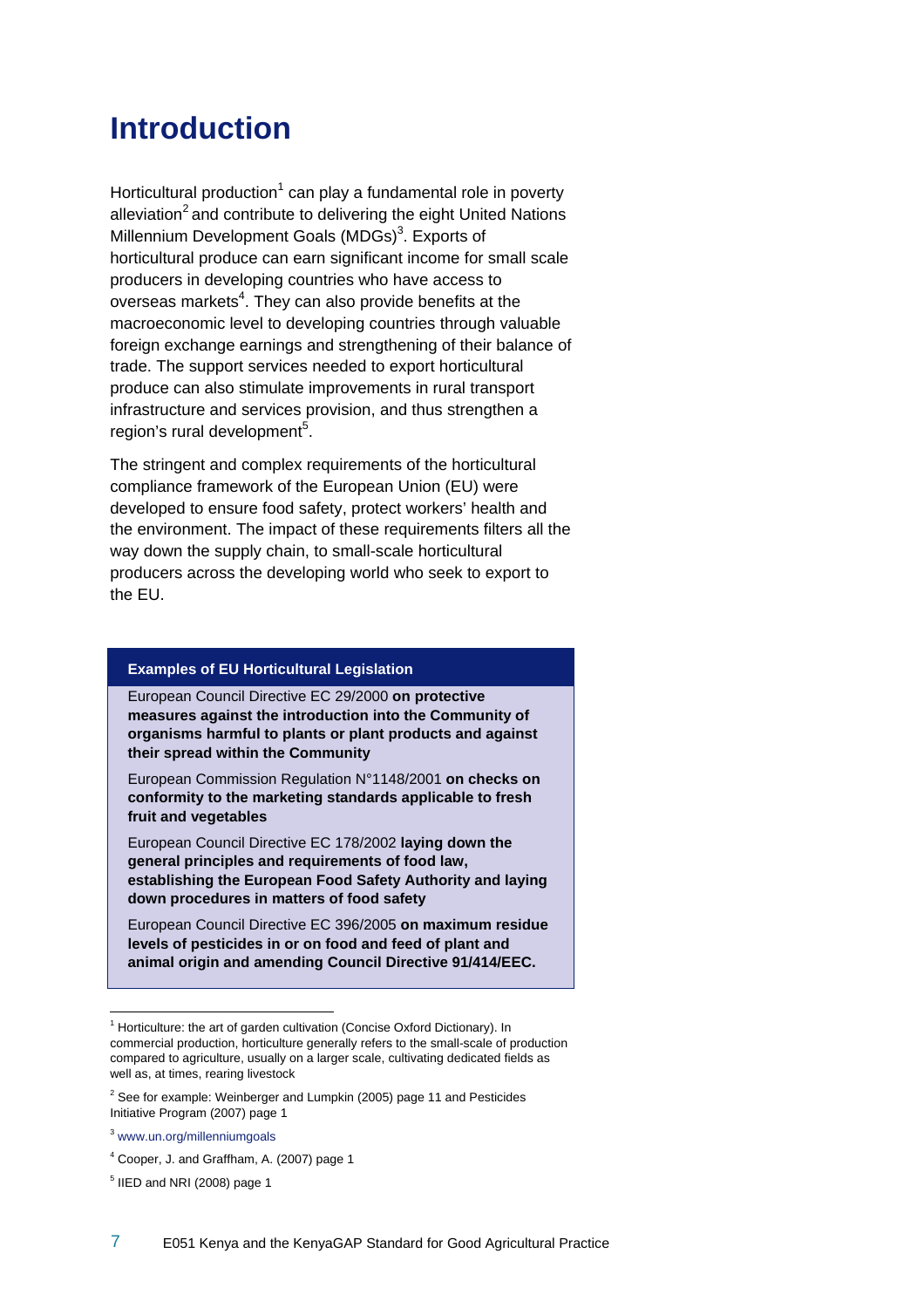# Introduction

Horticultural production[1] can play a fundamental role in poverty alleviation[2] and contribute to delivering the eight United Nations Millennium Development Goals (MDGs)[3]. Exports of horticultural produce can earn significant income for small scale producers in developing countries who have access to overseas markets[4]. They can also provide benefits at the macroeconomic level to developing countries through valuable foreign exchange earnings and strengthening of their balance of trade. The support services needed to export horticultural produce can also stimulate improvements in rural transport infrastructure and services provision, and thus strengthen a region's rural development[5].

The stringent and complex requirements of the horticultural compliance framework of the European Union (EU) were developed to ensure food safety, protect workers' health and the environment. The impact of these requirements filters all the way down the supply chain, to small-scale horticultural producers across the developing world who seek to export to the EU.

**Examples of EU Horticultural Legislation**

European Council Directive EC 29/2000 **on protective measures against the introduction into the Community of organisms harmful to plants or plant products and against their spread within the Community**

European Commission Regulation N°1148/2001 **on checks on conformity to the marketing standards applicable to fresh fruit and vegetables**

European Council Directive EC 178/2002 **laying down the general principles and requirements of food law, establishing the European Food Safety Authority and laying down procedures in matters of food safety**

European Council Directive EC 396/2005 **on maximum residue levels of pesticides in or on food and feed of plant and animal origin and amending Council Directive 91/414/EEC.**

---

[1] Horticulture: the art of garden cultivation (Concise Oxford Dictionary). In commercial production, horticulture generally refers to the small-scale of production compared to agriculture, usually on a larger scale, cultivating dedicated fields as well as, at times, rearing livestock

[2] See for example: Weinberger and Lumpkin (2005) page 11 and Pesticides Initiative Program (2007) page 1

[3] www.un.org/millenniumgoals

[4] Cooper, J. and Graffham, A. (2007) page 1

[5] IIED and NRI (2008) page 1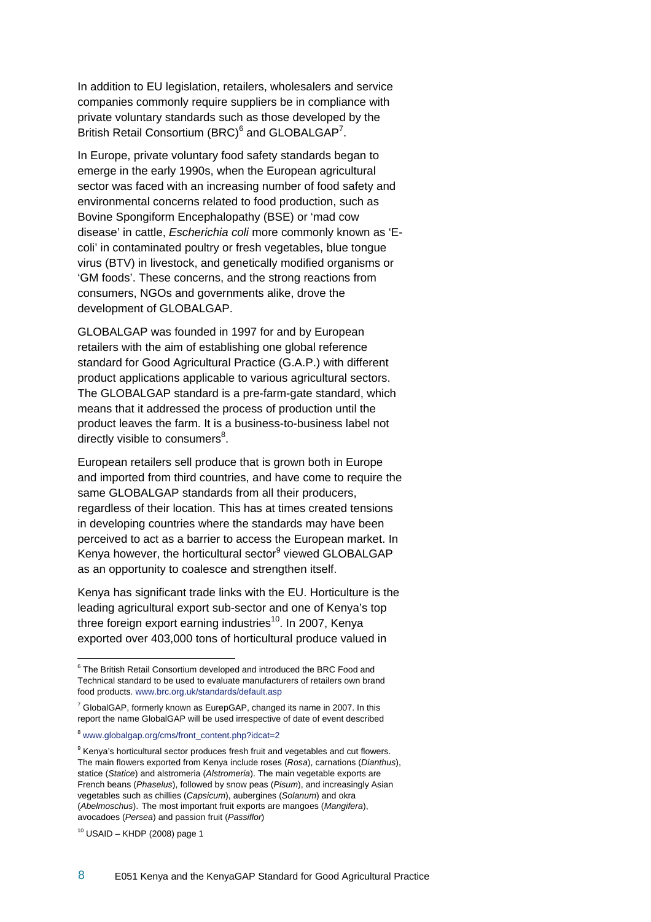In addition to EU legislation, retailers, wholesalers and service companies commonly require suppliers be in compliance with private voluntary standards such as those developed by the British Retail Consortium (BRC)[6] and GLOBALGAP[7].

In Europe, private voluntary food safety standards began to emerge in the early 1990s, when the European agricultural sector was faced with an increasing number of food safety and environmental concerns related to food production, such as Bovine Spongiform Encephalopathy (BSE) or 'mad cow disease' in cattle, *Escherichia coli* more commonly known as 'E-coli' in contaminated poultry or fresh vegetables, blue tongue virus (BTV) in livestock, and genetically modified organisms or 'GM foods'. These concerns, and the strong reactions from consumers, NGOs and governments alike, drove the development of GLOBALGAP.

GLOBALGAP was founded in 1997 for and by European retailers with the aim of establishing one global reference standard for Good Agricultural Practice (G.A.P.) with different product applications applicable to various agricultural sectors. The GLOBALGAP standard is a pre-farm-gate standard, which means that it addressed the process of production until the product leaves the farm. It is a business-to-business label not directly visible to consumers[8].

European retailers sell produce that is grown both in Europe and imported from third countries, and have come to require the same GLOBALGAP standards from all their producers, regardless of their location. This has at times created tensions in developing countries where the standards may have been perceived to act as a barrier to access the European market. In Kenya however, the horticultural sector[9] viewed GLOBALGAP as an opportunity to coalesce and strengthen itself.

Kenya has significant trade links with the EU. Horticulture is the leading agricultural export sub-sector and one of Kenya's top three foreign export earning industries[10]. In 2007, Kenya exported over 403,000 tons of horticultural produce valued in

---

[6] The British Retail Consortium developed and introduced the BRC Food and Technical standard to be used to evaluate manufacturers of retailers own brand food products. www.brc.org.uk/standards/default.asp

[7] GlobalGAP, formerly known as EurepGAP, changed its name in 2007. In this report the name GlobalGAP will be used irrespective of date of event described

[8] www.globalgap.org/cms/front_content.php?idcat=2

[9] Kenya's horticultural sector produces fresh fruit and vegetables and cut flowers. The main flowers exported from Kenya include roses (*Rosa*), carnations (*Dianthus*), statice (*Statice*) and alstromeria (*Alstromeria*). The main vegetable exports are French beans (*Phaselus*), followed by snow peas (*Pisum*), and increasingly Asian vegetables such as chillies (*Capsicum*), aubergines (*Solanum*) and okra (*Abelmoschus*). The most important fruit exports are mangoes (*Mangifera*), avocadoes (*Persea*) and passion fruit (*Passiflor*)

[10] USAID – KHDP (2008) page 1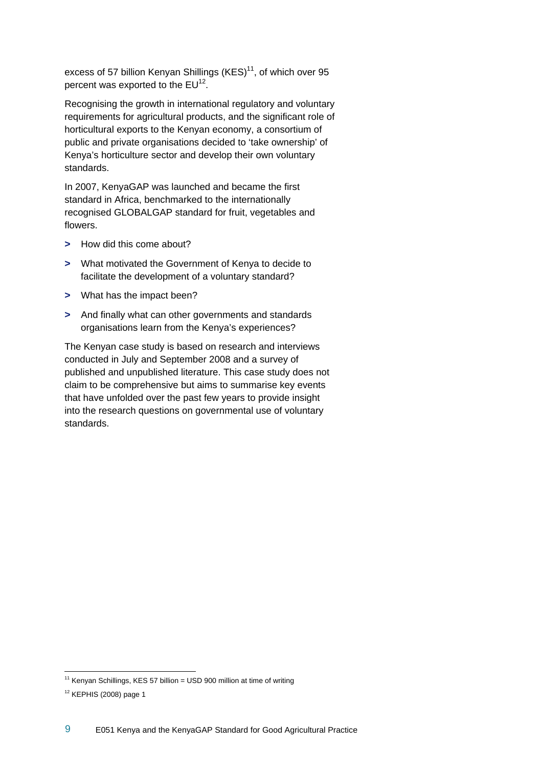excess of 57 billion Kenyan Shillings (KES)[11], of which over 95 percent was exported to the EU[12].

Recognising the growth in international regulatory and voluntary requirements for agricultural products, and the significant role of horticultural exports to the Kenyan economy, a consortium of public and private organisations decided to 'take ownership' of Kenya's horticulture sector and develop their own voluntary standards.

In 2007, KenyaGAP was launched and became the first standard in Africa, benchmarked to the internationally recognised GLOBALGAP standard for fruit, vegetables and flowers.

- How did this come about?
- What motivated the Government of Kenya to decide to facilitate the development of a voluntary standard?
- What has the impact been?
- And finally what can other governments and standards organisations learn from the Kenya's experiences?

The Kenyan case study is based on research and interviews conducted in July and September 2008 and a survey of published and unpublished literature. This case study does not claim to be comprehensive but aims to summarise key events that have unfolded over the past few years to provide insight into the research questions on governmental use of voluntary standards.

---

[11] Kenyan Schillings, KES 57 billion = USD 900 million at time of writing

[12] KEPHIS (2008) page 1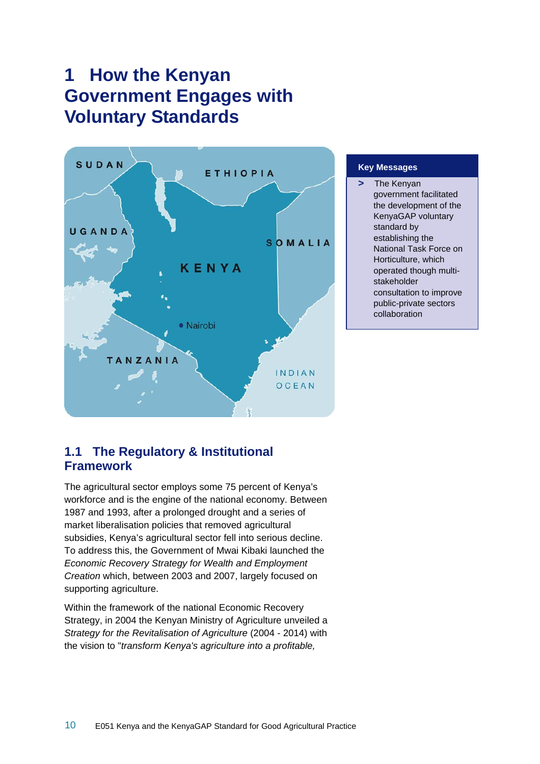# 1 How the Kenyan Government Engages with Voluntary Standards

**Key Messages**

> The Kenyan government facilitated the development of the KenyaGAP voluntary standard by establishing the National Task Force on Horticulture, which operated though multi-stakeholder consultation to improve public-private sectors collaboration

## 1.1 The Regulatory & Institutional Framework

The agricultural sector employs some 75 percent of Kenya's workforce and is the engine of the national economy. Between 1987 and 1993, after a prolonged drought and a series of market liberalisation policies that removed agricultural subsidies, Kenya's agricultural sector fell into serious decline. To address this, the Government of Mwai Kibaki launched the *Economic Recovery Strategy for Wealth and Employment Creation* which, between 2003 and 2007, largely focused on supporting agriculture.

Within the framework of the national Economic Recovery Strategy, in 2004 the Kenyan Ministry of Agriculture unveiled a *Strategy for the Revitalisation of Agriculture* (2004 - 2014) with the vision to "*transform Kenya's agriculture into a profitable,*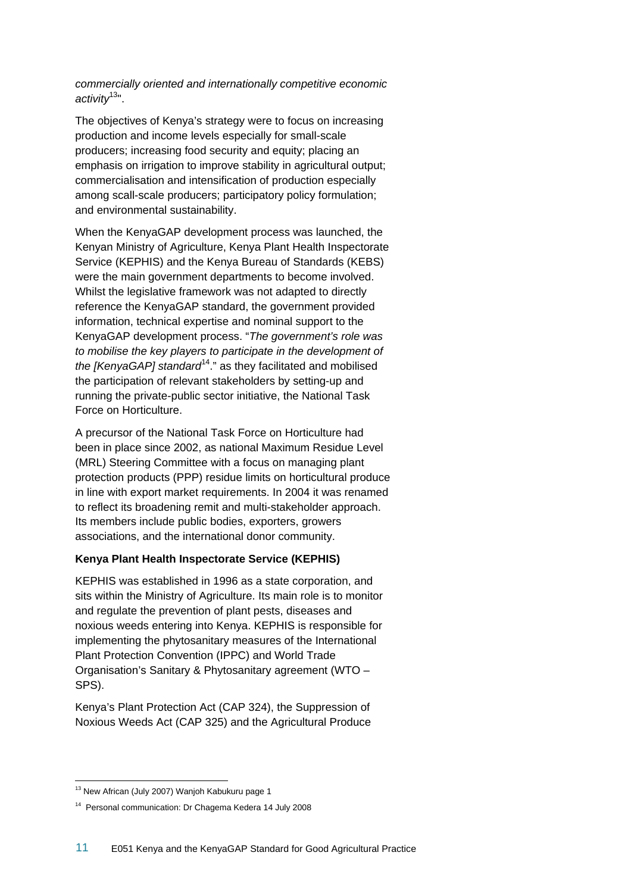*commercially oriented and internationally competitive economic activity*[13]".

The objectives of Kenya's strategy were to focus on increasing production and income levels especially for small-scale producers; increasing food security and equity; placing an emphasis on irrigation to improve stability in agricultural output; commercialisation and intensification of production especially among scall-scale producers; participatory policy formulation; and environmental sustainability.

When the KenyaGAP development process was launched, the Kenyan Ministry of Agriculture, Kenya Plant Health Inspectorate Service (KEPHIS) and the Kenya Bureau of Standards (KEBS) were the main government departments to become involved. Whilst the legislative framework was not adapted to directly reference the KenyaGAP standard, the government provided information, technical expertise and nominal support to the KenyaGAP development process. "*The government's role was to mobilise the key players to participate in the development of the [KenyaGAP] standard*[14]." as they facilitated and mobilised the participation of relevant stakeholders by setting-up and running the private-public sector initiative, the National Task Force on Horticulture.

A precursor of the National Task Force on Horticulture had been in place since 2002, as national Maximum Residue Level (MRL) Steering Committee with a focus on managing plant protection products (PPP) residue limits on horticultural produce in line with export market requirements. In 2004 it was renamed to reflect its broadening remit and multi-stakeholder approach. Its members include public bodies, exporters, growers associations, and the international donor community.

**Kenya Plant Health Inspectorate Service (KEPHIS)**

KEPHIS was established in 1996 as a state corporation, and sits within the Ministry of Agriculture. Its main role is to monitor and regulate the prevention of plant pests, diseases and noxious weeds entering into Kenya. KEPHIS is responsible for implementing the phytosanitary measures of the International Plant Protection Convention (IPPC) and World Trade Organisation's Sanitary & Phytosanitary agreement (WTO – SPS).

Kenya's Plant Protection Act (CAP 324), the Suppression of Noxious Weeds Act (CAP 325) and the Agricultural Produce

---

[13] New African (July 2007) Wanjoh Kabukuru page 1

[14] Personal communication: Dr Chagema Kedera 14 July 2008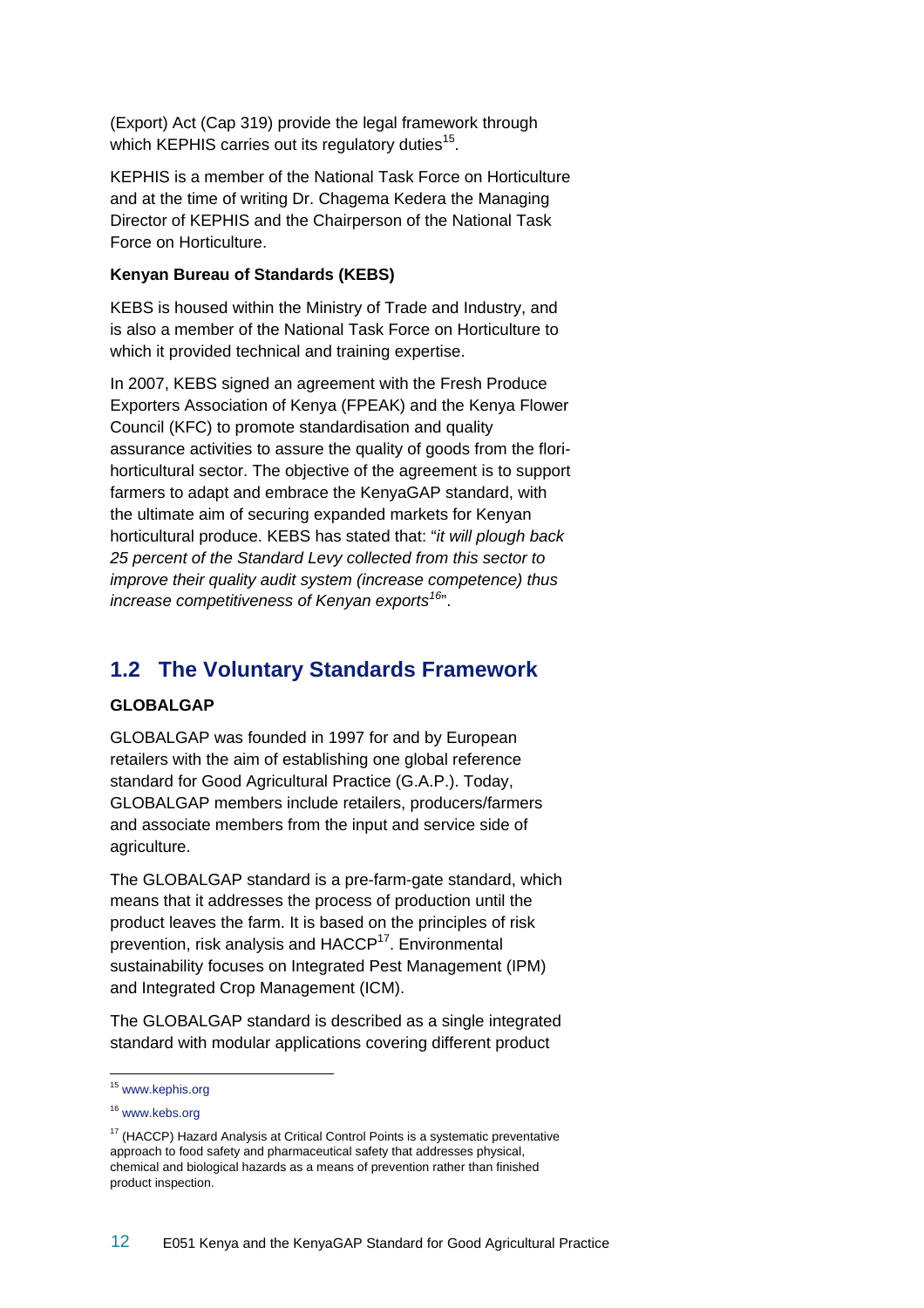(Export) Act (Cap 319) provide the legal framework through which KEPHIS carries out its regulatory duties[15].

KEPHIS is a member of the National Task Force on Horticulture and at the time of writing Dr. Chagema Kedera the Managing Director of KEPHIS and the Chairperson of the National Task Force on Horticulture.

**Kenyan Bureau of Standards (KEBS)**

KEBS is housed within the Ministry of Trade and Industry, and is also a member of the National Task Force on Horticulture to which it provided technical and training expertise.

In 2007, KEBS signed an agreement with the Fresh Produce Exporters Association of Kenya (FPEAK) and the Kenya Flower Council (KFC) to promote standardisation and quality assurance activities to assure the quality of goods from the flori-horticultural sector. The objective of the agreement is to support farmers to adapt and embrace the KenyaGAP standard, with the ultimate aim of securing expanded markets for Kenyan horticultural produce. KEBS has stated that: "*it will plough back 25 percent of the Standard Levy collected from this sector to improve their quality audit system (increase competence) thus increase competitiveness of Kenyan exports*[16]".

## 1.2 The Voluntary Standards Framework

**GLOBALGAP**

GLOBALGAP was founded in 1997 for and by European retailers with the aim of establishing one global reference standard for Good Agricultural Practice (G.A.P.). Today, GLOBALGAP members include retailers, producers/farmers and associate members from the input and service side of agriculture.

The GLOBALGAP standard is a pre-farm-gate standard, which means that it addresses the process of production until the product leaves the farm. It is based on the principles of risk prevention, risk analysis and HACCP[17]. Environmental sustainability focuses on Integrated Pest Management (IPM) and Integrated Crop Management (ICM).

The GLOBALGAP standard is described as a single integrated standard with modular applications covering different product

---

[15] www.kephis.org

[16] www.kebs.org

[17] (HACCP) Hazard Analysis at Critical Control Points is a systematic preventative approach to food safety and pharmaceutical safety that addresses physical, chemical and biological hazards as a means of prevention rather than finished product inspection.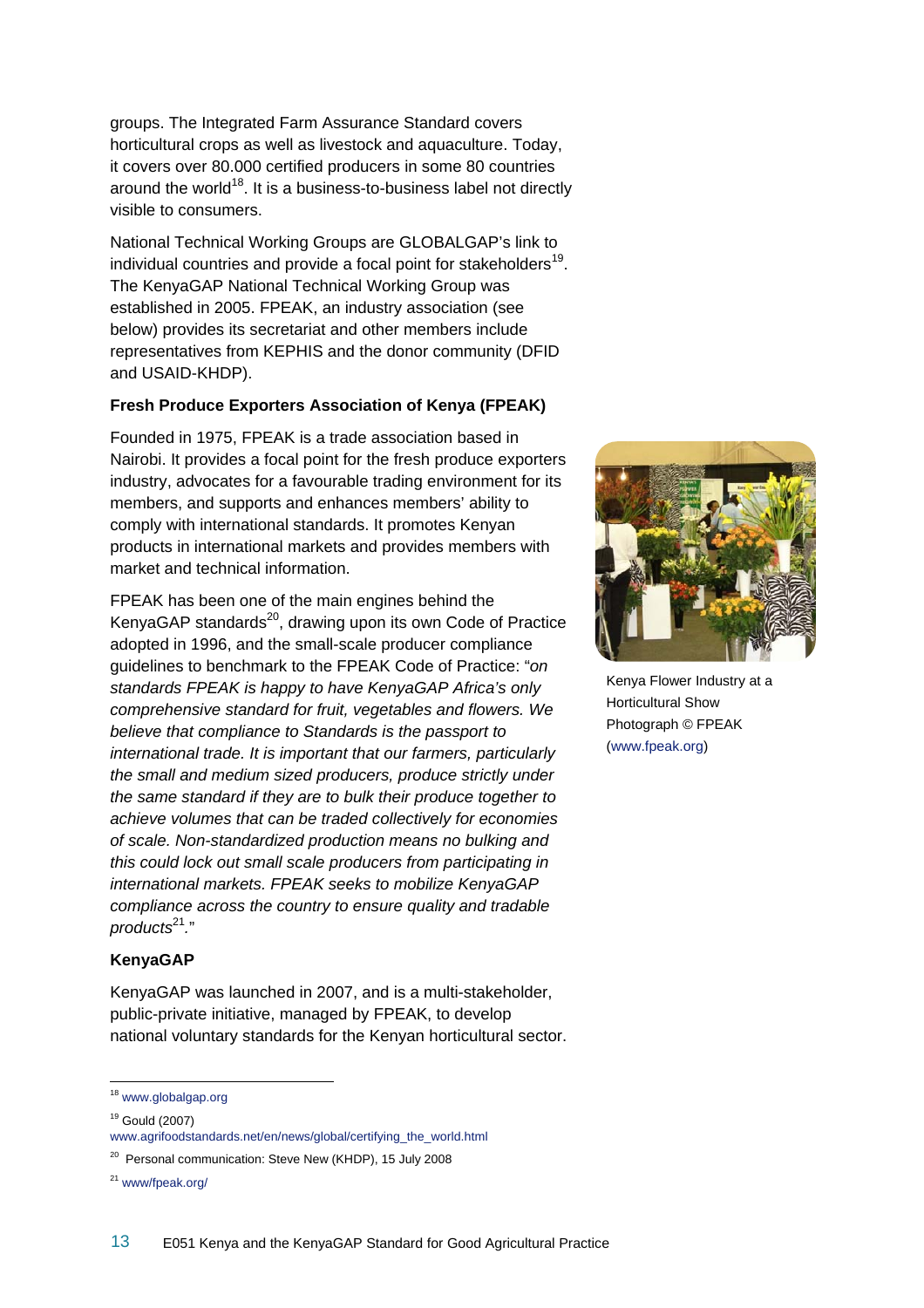groups. The Integrated Farm Assurance Standard covers horticultural crops as well as livestock and aquaculture. Today, it covers over 80.000 certified producers in some 80 countries around the world[18]. It is a business-to-business label not directly visible to consumers.

National Technical Working Groups are GLOBALGAP's link to individual countries and provide a focal point for stakeholders[19]. The KenyaGAP National Technical Working Group was established in 2005. FPEAK, an industry association (see below) provides its secretariat and other members include representatives from KEPHIS and the donor community (DFID and USAID-KHDP).

**Fresh Produce Exporters Association of Kenya (FPEAK)**

Founded in 1975, FPEAK is a trade association based in Nairobi. It provides a focal point for the fresh produce exporters industry, advocates for a favourable trading environment for its members, and supports and enhances members' ability to comply with international standards. It promotes Kenyan products in international markets and provides members with market and technical information.

Kenya Flower Industry at a Horticultural Show
Photograph © FPEAK (www.fpeak.org)

FPEAK has been one of the main engines behind the KenyaGAP standards[20], drawing upon its own Code of Practice adopted in 1996, and the small-scale producer compliance guidelines to benchmark to the FPEAK Code of Practice: "*on standards FPEAK is happy to have KenyaGAP Africa's only comprehensive standard for fruit, vegetables and flowers. We believe that compliance to Standards is the passport to international trade. It is important that our farmers, particularly the small and medium sized producers, produce strictly under the same standard if they are to bulk their produce together to achieve volumes that can be traded collectively for economies of scale. Non-standardized production means no bulking and this could lock out small scale producers from participating in international markets. FPEAK seeks to mobilize KenyaGAP compliance across the country to ensure quality and tradable products*[21]."

**KenyaGAP**

KenyaGAP was launched in 2007, and is a multi-stakeholder, public-private initiative, managed by FPEAK, to develop national voluntary standards for the Kenyan horticultural sector.

---

[18] www.globalgap.org

[19] Gould (2007) www.agrifoodstandards.net/en/news/global/certifying_the_world.html

[20] Personal communication: Steve New (KHDP), 15 July 2008

[21] www/fpeak.org/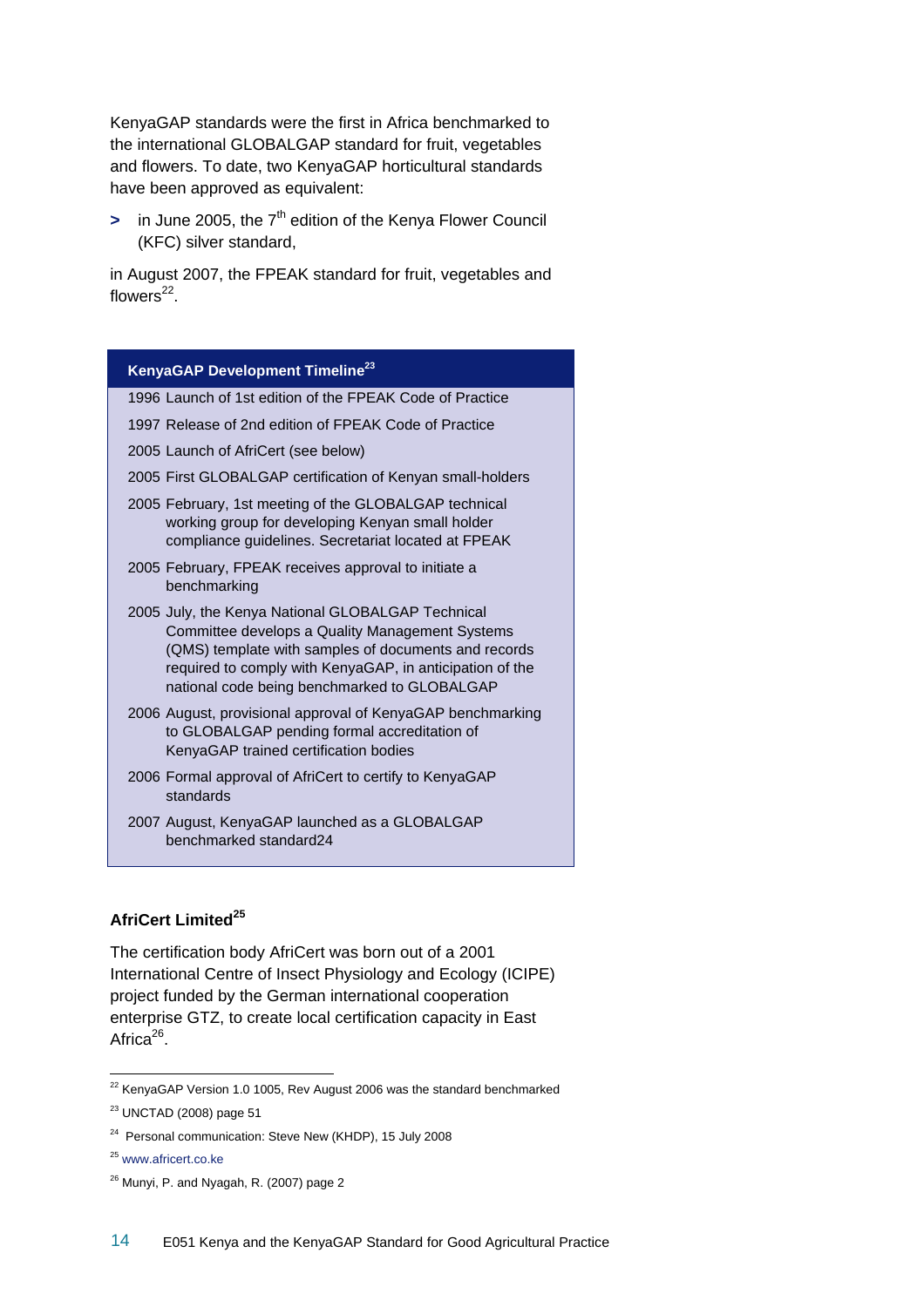KenyaGAP standards were the first in Africa benchmarked to the international GLOBALGAP standard for fruit, vegetables and flowers. To date, two KenyaGAP horticultural standards have been approved as equivalent:

- in June 2005, the 7th edition of the Kenya Flower Council (KFC) silver standard,

in August 2007, the FPEAK standard for fruit, vegetables and flowers[22].

| KenyaGAP Development Timeline[23] | |
|---|---|
| 1996 | Launch of 1st edition of the FPEAK Code of Practice |
| 1997 | Release of 2nd edition of FPEAK Code of Practice |
| 2005 | Launch of AfriCert (see below) |
| 2005 | First GLOBALGAP certification of Kenyan small-holders |
| 2005 | February, 1st meeting of the GLOBALGAP technical working group for developing Kenyan small holder compliance guidelines. Secretariat located at FPEAK |
| 2005 | February, FPEAK receives approval to initiate a benchmarking |
| 2005 | July, the Kenya National GLOBALGAP Technical Committee develops a Quality Management Systems (QMS) template with samples of documents and records required to comply with KenyaGAP, in anticipation of the national code being benchmarked to GLOBALGAP |
| 2006 | August, provisional approval of KenyaGAP benchmarking to GLOBALGAP pending formal accreditation of KenyaGAP trained certification bodies |
| 2006 | Formal approval of AfriCert to certify to KenyaGAP standards |
| 2007 | August, KenyaGAP launched as a GLOBALGAP benchmarked standard24 |

### AfriCert Limited[25]

The certification body AfriCert was born out of a 2001 International Centre of Insect Physiology and Ecology (ICIPE) project funded by the German international cooperation enterprise GTZ, to create local certification capacity in East Africa[26].

---

[22] KenyaGAP Version 1.0 1005, Rev August 2006 was the standard benchmarked

[23] UNCTAD (2008) page 51

[24] Personal communication: Steve New (KHDP), 15 July 2008

[25] www.africert.co.ke

[26] Munyi, P. and Nyagah, R. (2007) page 2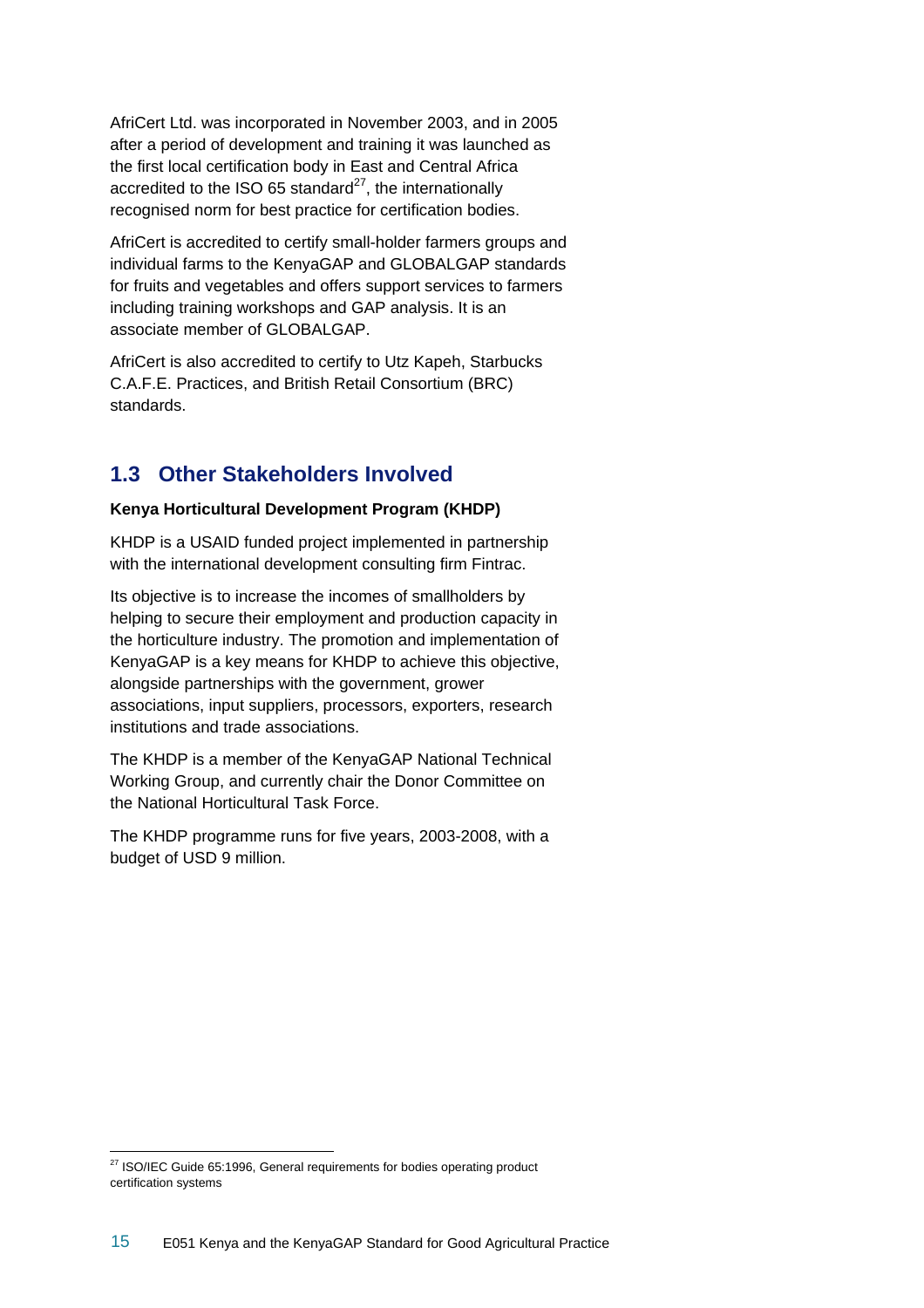AfriCert Ltd. was incorporated in November 2003, and in 2005 after a period of development and training it was launched as the first local certification body in East and Central Africa accredited to the ISO 65 standard[27], the internationally recognised norm for best practice for certification bodies.

AfriCert is accredited to certify small-holder farmers groups and individual farms to the KenyaGAP and GLOBALGAP standards for fruits and vegetables and offers support services to farmers including training workshops and GAP analysis. It is an associate member of GLOBALGAP.

AfriCert is also accredited to certify to Utz Kapeh, Starbucks C.A.F.E. Practices, and British Retail Consortium (BRC) standards.

## 1.3 Other Stakeholders Involved

**Kenya Horticultural Development Program (KHDP)**

KHDP is a USAID funded project implemented in partnership with the international development consulting firm Fintrac.

Its objective is to increase the incomes of smallholders by helping to secure their employment and production capacity in the horticulture industry. The promotion and implementation of KenyaGAP is a key means for KHDP to achieve this objective, alongside partnerships with the government, grower associations, input suppliers, processors, exporters, research institutions and trade associations.

The KHDP is a member of the KenyaGAP National Technical Working Group, and currently chair the Donor Committee on the National Horticultural Task Force.

The KHDP programme runs for five years, 2003-2008, with a budget of USD 9 million.

[27] ISO/IEC Guide 65:1996, General requirements for bodies operating product certification systems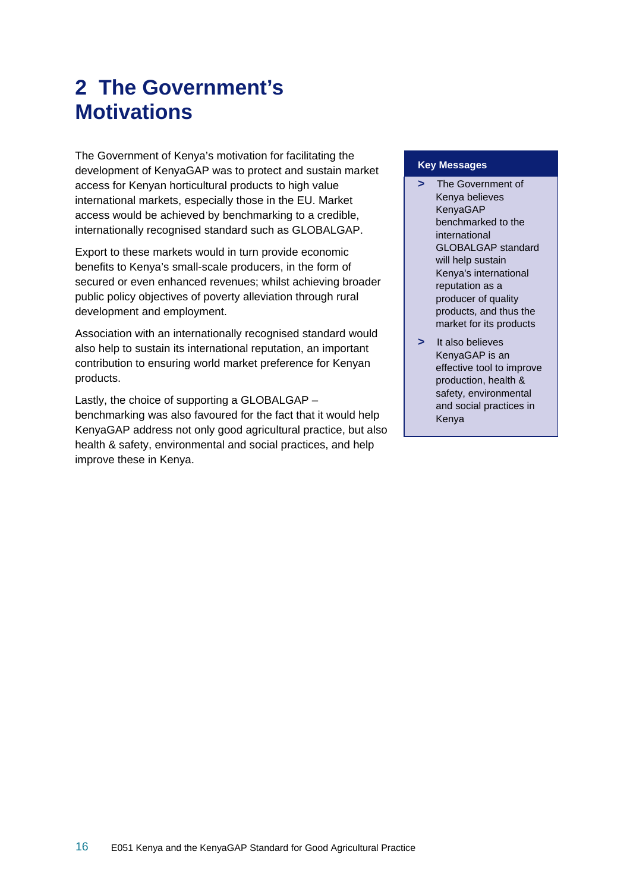# 2 The Government's Motivations

The Government of Kenya's motivation for facilitating the development of KenyaGAP was to protect and sustain market access for Kenyan horticultural products to high value international markets, especially those in the EU. Market access would be achieved by benchmarking to a credible, internationally recognised standard such as GLOBALGAP.

Export to these markets would in turn provide economic benefits to Kenya's small-scale producers, in the form of secured or even enhanced revenues; whilst achieving broader public policy objectives of poverty alleviation through rural development and employment.

Association with an internationally recognised standard would also help to sustain its international reputation, an important contribution to ensuring world market preference for Kenyan products.

Lastly, the choice of supporting a GLOBALGAP – benchmarking was also favoured for the fact that it would help KenyaGAP address not only good agricultural practice, but also health & safety, environmental and social practices, and help improve these in Kenya.

**Key Messages**

> The Government of Kenya believes KenyaGAP benchmarked to the international GLOBALGAP standard will help sustain Kenya's international reputation as a producer of quality products, and thus the market for its products

> It also believes KenyaGAP is an effective tool to improve production, health & safety, environmental and social practices in Kenya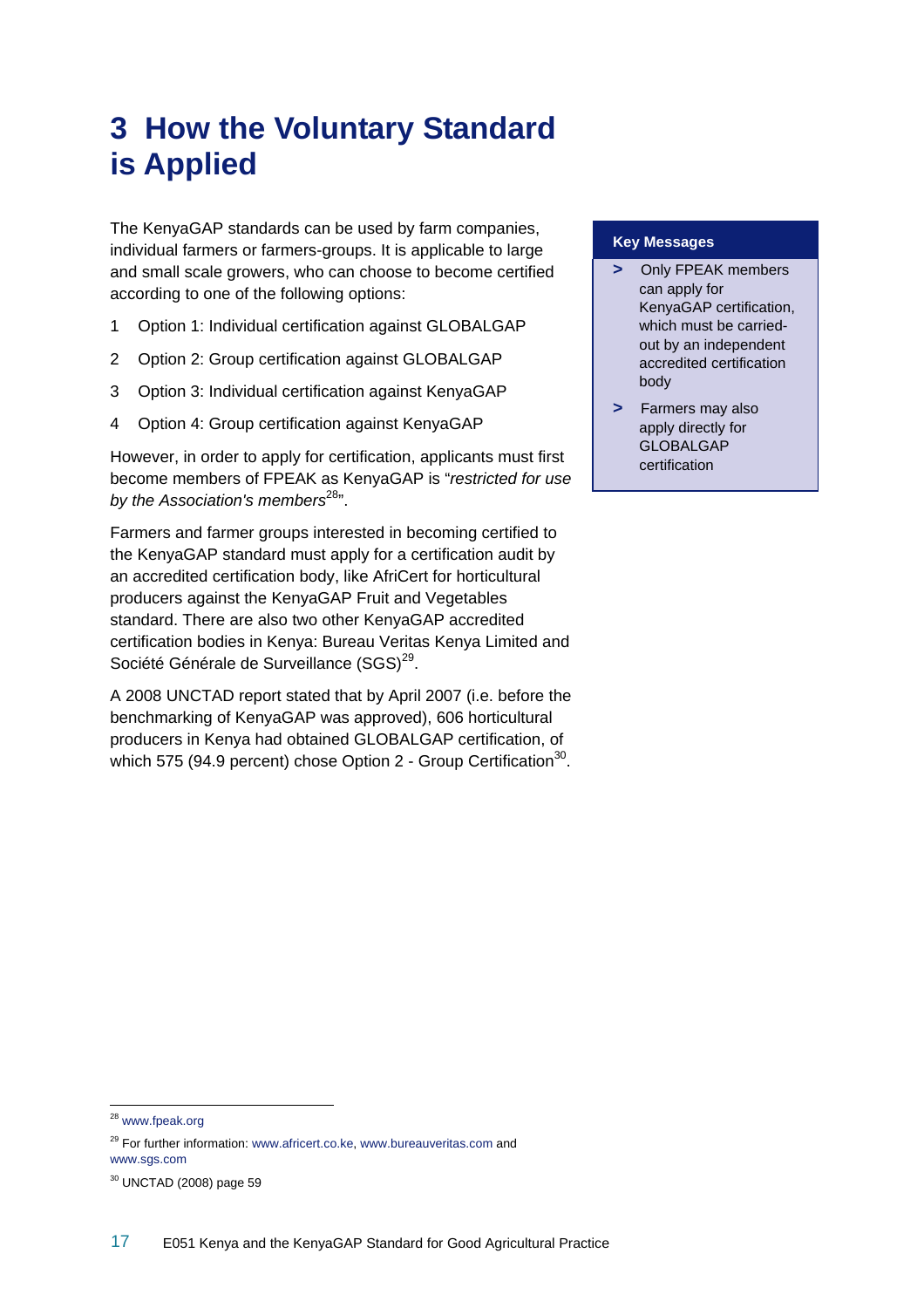# 3 How the Voluntary Standard is Applied

The KenyaGAP standards can be used by farm companies, individual farmers or farmers-groups. It is applicable to large and small scale growers, who can choose to become certified according to one of the following options:

1. Option 1: Individual certification against GLOBALGAP
2. Option 2: Group certification against GLOBALGAP
3. Option 3: Individual certification against KenyaGAP
4. Option 4: Group certification against KenyaGAP

However, in order to apply for certification, applicants must first become members of FPEAK as KenyaGAP is "*restricted for use by the Association's members*[28]".

Farmers and farmer groups interested in becoming certified to the KenyaGAP standard must apply for a certification audit by an accredited certification body, like AfriCert for horticultural producers against the KenyaGAP Fruit and Vegetables standard. There are also two other KenyaGAP accredited certification bodies in Kenya: Bureau Veritas Kenya Limited and Société Générale de Surveillance (SGS)[29].

A 2008 UNCTAD report stated that by April 2007 (i.e. before the benchmarking of KenyaGAP was approved), 606 horticultural producers in Kenya had obtained GLOBALGAP certification, of which 575 (94.9 percent) chose Option 2 - Group Certification[30].

**Key Messages**

> Only FPEAK members can apply for KenyaGAP certification, which must be carried-out by an independent accredited certification body

> Farmers may also apply directly for GLOBALGAP certification

---

[28] www.fpeak.org

[29] For further information: www.africert.co.ke, www.bureauveritas.com and www.sgs.com

[30] UNCTAD (2008) page 59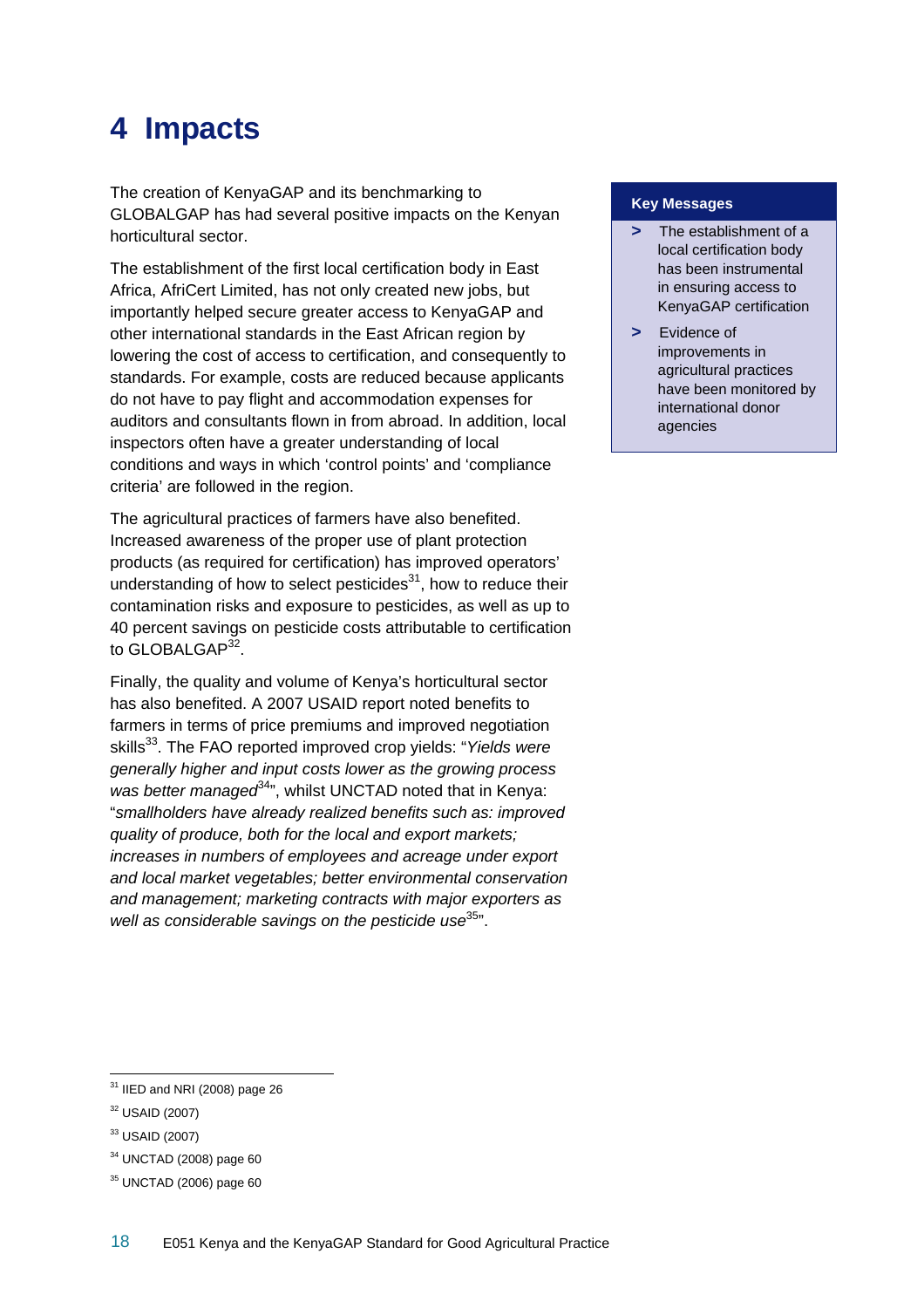# 4 Impacts

**Key Messages**

- The establishment of a local certification body has been instrumental in ensuring access to KenyaGAP certification
- Evidence of improvements in agricultural practices have been monitored by international donor agencies

The creation of KenyaGAP and its benchmarking to GLOBALGAP has had several positive impacts on the Kenyan horticultural sector.

The establishment of the first local certification body in East Africa, AfriCert Limited, has not only created new jobs, but importantly helped secure greater access to KenyaGAP and other international standards in the East African region by lowering the cost of access to certification, and consequently to standards. For example, costs are reduced because applicants do not have to pay flight and accommodation expenses for auditors and consultants flown in from abroad. In addition, local inspectors often have a greater understanding of local conditions and ways in which 'control points' and 'compliance criteria' are followed in the region.

The agricultural practices of farmers have also benefited. Increased awareness of the proper use of plant protection products (as required for certification) has improved operators' understanding of how to select pesticides[31], how to reduce their contamination risks and exposure to pesticides, as well as up to 40 percent savings on pesticide costs attributable to certification to GLOBALGAP[32].

Finally, the quality and volume of Kenya's horticultural sector has also benefited. A 2007 USAID report noted benefits to farmers in terms of price premiums and improved negotiation skills[33]. The FAO reported improved crop yields: "*Yields were generally higher and input costs lower as the growing process was better managed*[34]", whilst UNCTAD noted that in Kenya: "*smallholders have already realized benefits such as: improved quality of produce, both for the local and export markets; increases in numbers of employees and acreage under export and local market vegetables; better environmental conservation and management; marketing contracts with major exporters as well as considerable savings on the pesticide use*[35]".

---

[31] IIED and NRI (2008) page 26

[32] USAID (2007)

[33] USAID (2007)

[34] UNCTAD (2008) page 60

[35] UNCTAD (2006) page 60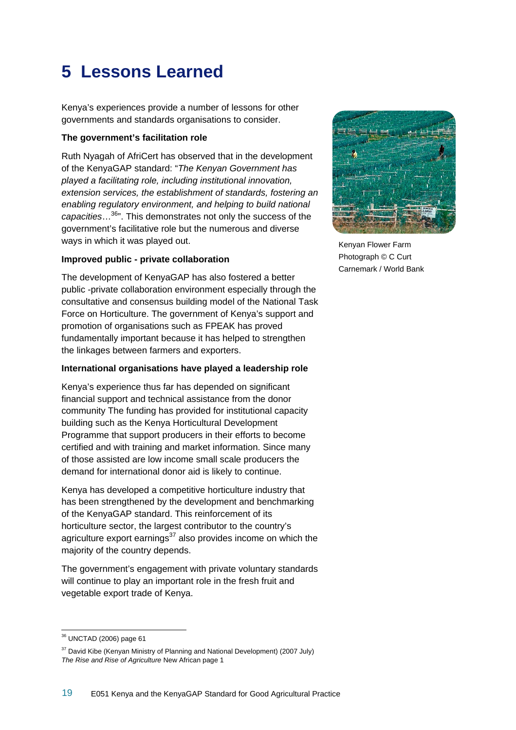# 5 Lessons Learned

Kenya's experiences provide a number of lessons for other governments and standards organisations to consider.

**The government's facilitation role**

Ruth Nyagah of AfriCert has observed that in the development of the KenyaGAP standard: "*The Kenyan Government has played a facilitating role, including institutional innovation, extension services, the establishment of standards, fostering an enabling regulatory environment, and helping to build national capacities*…[36]". This demonstrates not only the success of the government's facilitative role but the numerous and diverse ways in which it was played out.

Kenyan Flower Farm
Photograph © C Curt Carnemark / World Bank

**Improved public - private collaboration**

The development of KenyaGAP has also fostered a better public -private collaboration environment especially through the consultative and consensus building model of the National Task Force on Horticulture. The government of Kenya's support and promotion of organisations such as FPEAK has proved fundamentally important because it has helped to strengthen the linkages between farmers and exporters.

**International organisations have played a leadership role**

Kenya's experience thus far has depended on significant financial support and technical assistance from the donor community The funding has provided for institutional capacity building such as the Kenya Horticultural Development Programme that support producers in their efforts to become certified and with training and market information. Since many of those assisted are low income small scale producers the demand for international donor aid is likely to continue.

Kenya has developed a competitive horticulture industry that has been strengthened by the development and benchmarking of the KenyaGAP standard. This reinforcement of its horticulture sector, the largest contributor to the country's agriculture export earnings[37] also provides income on which the majority of the country depends.

The government's engagement with private voluntary standards will continue to play an important role in the fresh fruit and vegetable export trade of Kenya.

---

[36] UNCTAD (2006) page 61

[37] David Kibe (Kenyan Ministry of Planning and National Development) (2007 July) *The Rise and Rise of Agriculture* New African page 1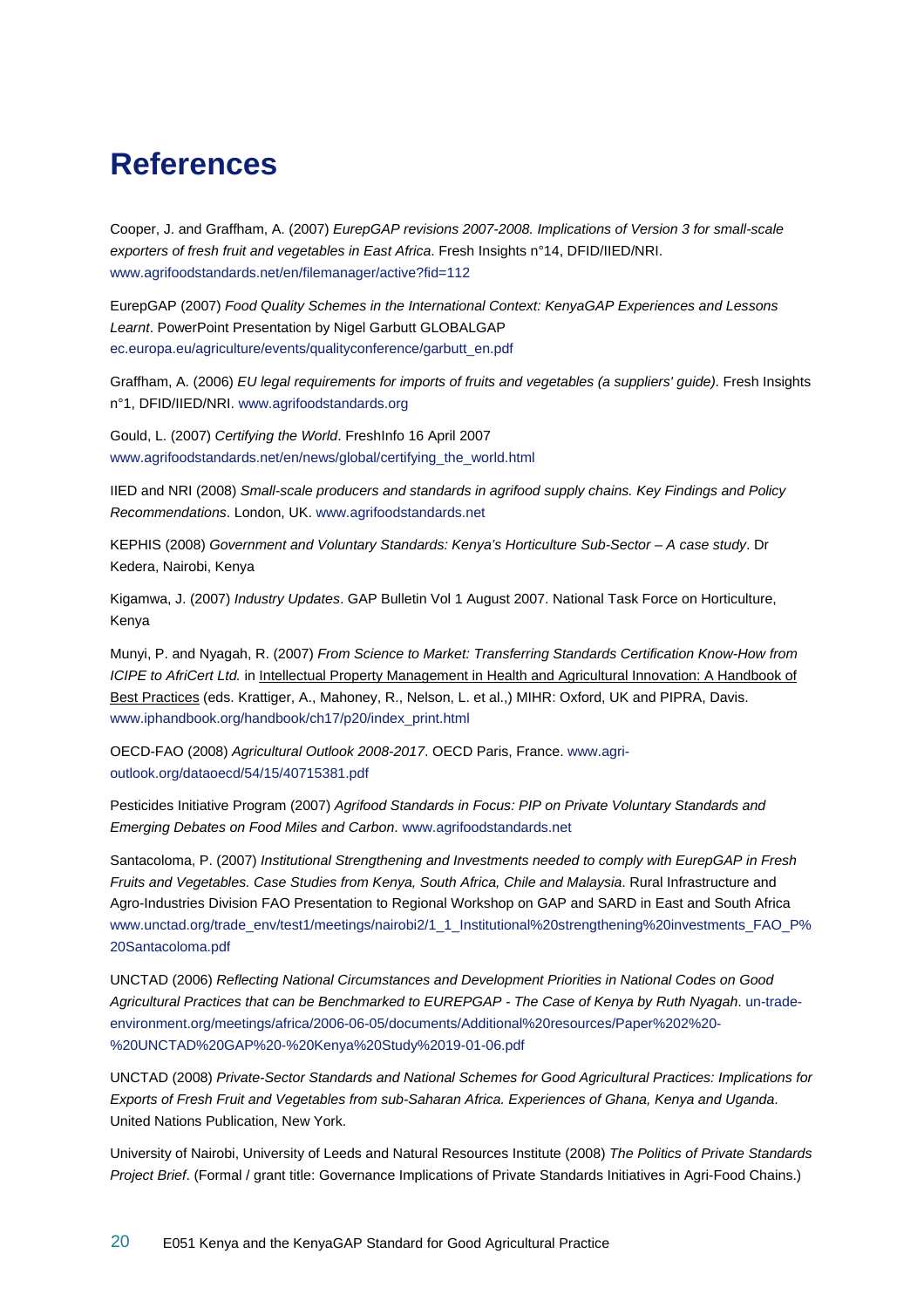# References

Cooper, J. and Graffham, A. (2007) *EurepGAP revisions 2007-2008. Implications of Version 3 for small-scale exporters of fresh fruit and vegetables in East Africa*. Fresh Insights n°14, DFID/IIED/NRI. www.agrifoodstandards.net/en/filemanager/active?fid=112

EurepGAP (2007) *Food Quality Schemes in the International Context: KenyaGAP Experiences and Lessons Learnt*. PowerPoint Presentation by Nigel Garbutt GLOBALGAP ec.europa.eu/agriculture/events/qualityconference/garbutt_en.pdf

Graffham, A. (2006) *EU legal requirements for imports of fruits and vegetables (a suppliers' guide)*. Fresh Insights n°1, DFID/IIED/NRI. www.agrifoodstandards.org

Gould, L. (2007) *Certifying the World*. FreshInfo 16 April 2007 www.agrifoodstandards.net/en/news/global/certifying_the_world.html

IIED and NRI (2008) *Small-scale producers and standards in agrifood supply chains. Key Findings and Policy Recommendations*. London, UK. www.agrifoodstandards.net

KEPHIS (2008) *Government and Voluntary Standards: Kenya's Horticulture Sub-Sector – A case study*. Dr Kedera, Nairobi, Kenya

Kigamwa, J. (2007) *Industry Updates*. GAP Bulletin Vol 1 August 2007. National Task Force on Horticulture, Kenya

Munyi, P. and Nyagah, R. (2007) *From Science to Market: Transferring Standards Certification Know-How from ICIPE to AfriCert Ltd.* in Intellectual Property Management in Health and Agricultural Innovation: A Handbook of Best Practices (eds. Krattiger, A., Mahoney, R., Nelson, L. et al.,) MIHR: Oxford, UK and PIPRA, Davis. www.iphandbook.org/handbook/ch17/p20/index_print.html

OECD-FAO (2008) *Agricultural Outlook 2008-2017*. OECD Paris, France. www.agri-outlook.org/dataoecd/54/15/40715381.pdf

Pesticides Initiative Program (2007) *Agrifood Standards in Focus: PIP on Private Voluntary Standards and Emerging Debates on Food Miles and Carbon*. www.agrifoodstandards.net

Santacoloma, P. (2007) *Institutional Strengthening and Investments needed to comply with EurepGAP in Fresh Fruits and Vegetables. Case Studies from Kenya, South Africa, Chile and Malaysia*. Rural Infrastructure and Agro-Industries Division FAO Presentation to Regional Workshop on GAP and SARD in East and South Africa www.unctad.org/trade_env/test1/meetings/nairobi2/1_1_Institutional%20strengthening%20investments_FAO_P%20Santacoloma.pdf

UNCTAD (2006) *Reflecting National Circumstances and Development Priorities in National Codes on Good Agricultural Practices that can be Benchmarked to EUREPGAP - The Case of Kenya by Ruth Nyagah*. un-trade-environment.org/meetings/africa/2006-06-05/documents/Additional%20resources/Paper%202%20-%20UNCTAD%20GAP%20-%20Kenya%20Study%2019-01-06.pdf

UNCTAD (2008) *Private-Sector Standards and National Schemes for Good Agricultural Practices: Implications for Exports of Fresh Fruit and Vegetables from sub-Saharan Africa. Experiences of Ghana, Kenya and Uganda*. United Nations Publication, New York.

University of Nairobi, University of Leeds and Natural Resources Institute (2008) *The Politics of Private Standards Project Brief*. (Formal / grant title: Governance Implications of Private Standards Initiatives in Agri-Food Chains.)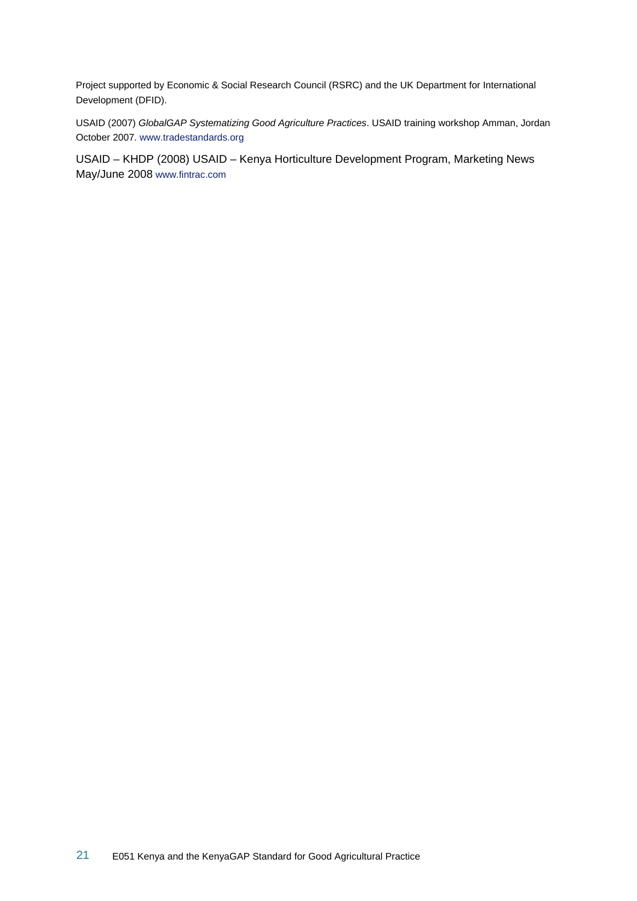Project supported by Economic & Social Research Council (RSRC) and the UK Department for International Development (DFID).

USAID (2007) *GlobalGAP Systematizing Good Agriculture Practices*. USAID training workshop Amman, Jordan October 2007. www.tradestandards.org

USAID – KHDP (2008) USAID – Kenya Horticulture Development Program, Marketing News May/June 2008 www.fintrac.com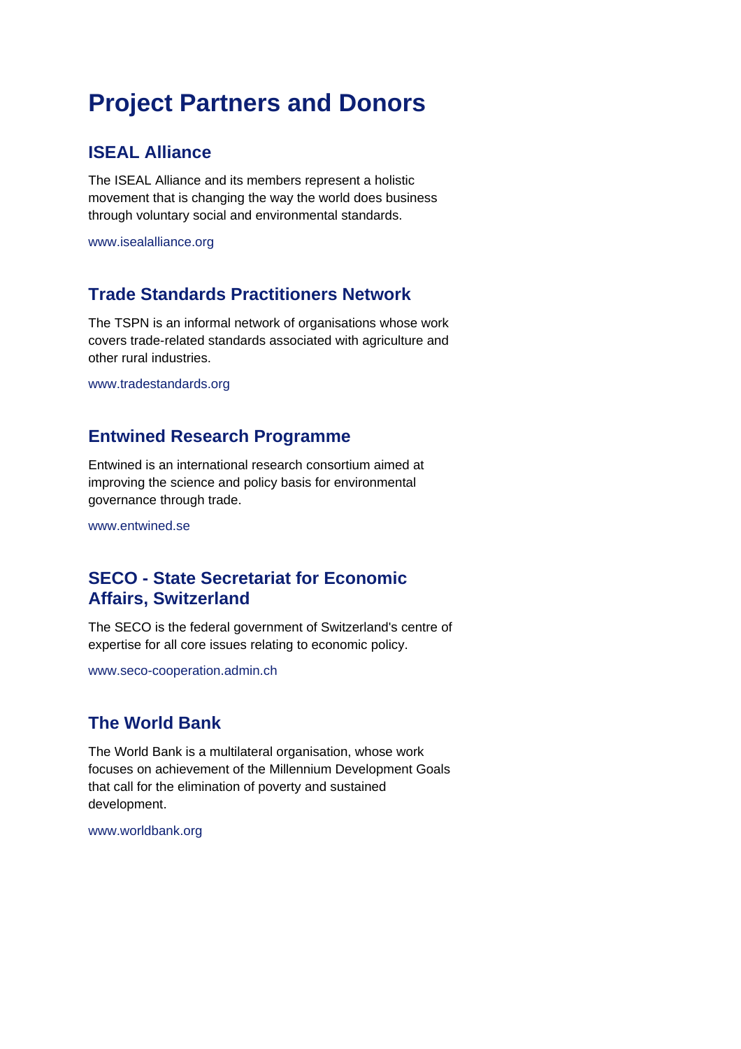# Project Partners and Donors

## ISEAL Alliance

The ISEAL Alliance and its members represent a holistic movement that is changing the way the world does business through voluntary social and environmental standards.

www.isealalliance.org

## Trade Standards Practitioners Network

The TSPN is an informal network of organisations whose work covers trade-related standards associated with agriculture and other rural industries.

www.tradestandards.org

## Entwined Research Programme

Entwined is an international research consortium aimed at improving the science and policy basis for environmental governance through trade.

www.entwined.se

## SECO - State Secretariat for Economic Affairs, Switzerland

The SECO is the federal government of Switzerland's centre of expertise for all core issues relating to economic policy.

www.seco-cooperation.admin.ch

## The World Bank

The World Bank is a multilateral organisation, whose work focuses on achievement of the Millennium Development Goals that call for the elimination of poverty and sustained development.

www.worldbank.org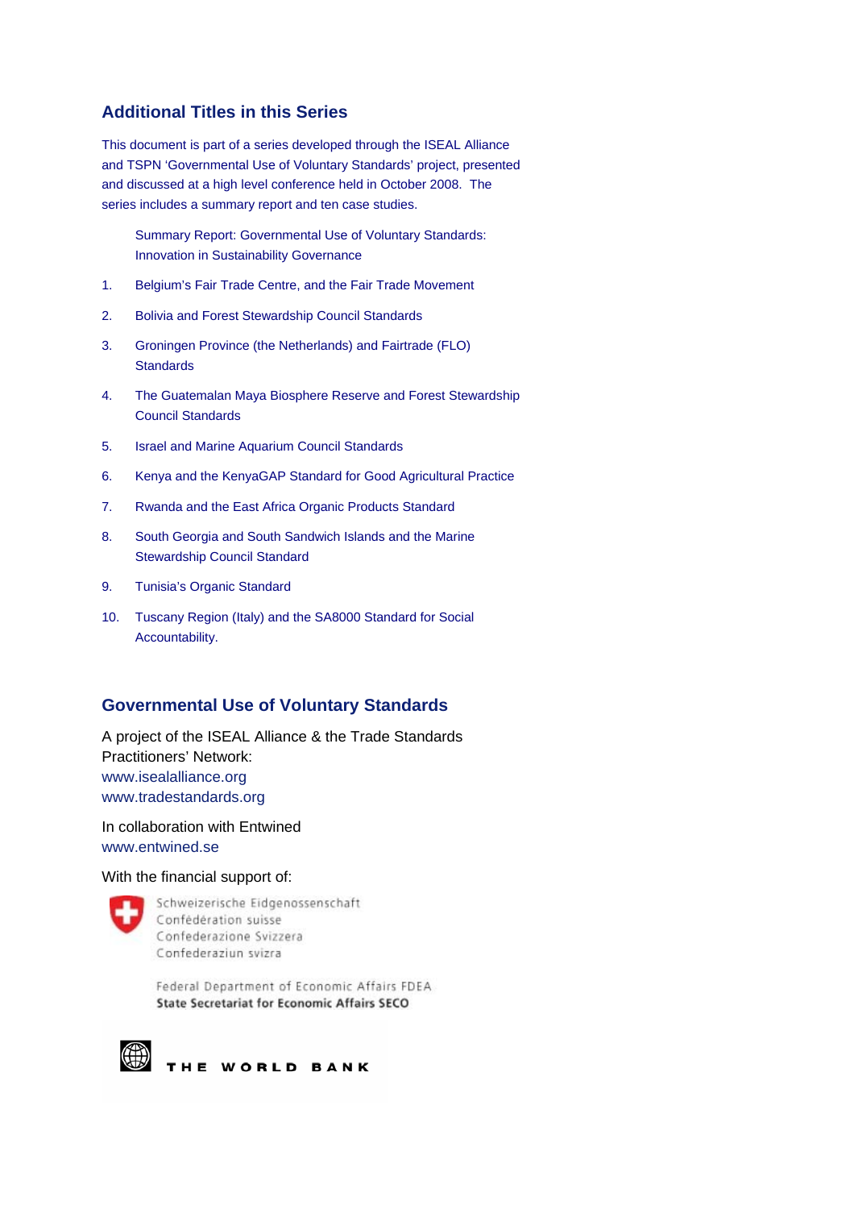## Additional Titles in this Series

This document is part of a series developed through the ISEAL Alliance and TSPN 'Governmental Use of Voluntary Standards' project, presented and discussed at a high level conference held in October 2008. The series includes a summary report and ten case studies.

Summary Report: Governmental Use of Voluntary Standards: Innovation in Sustainability Governance

1. Belgium's Fair Trade Centre, and the Fair Trade Movement
2. Bolivia and Forest Stewardship Council Standards
3. Groningen Province (the Netherlands) and Fairtrade (FLO) Standards
4. The Guatemalan Maya Biosphere Reserve and Forest Stewardship Council Standards
5. Israel and Marine Aquarium Council Standards
6. Kenya and the KenyaGAP Standard for Good Agricultural Practice
7. Rwanda and the East Africa Organic Products Standard
8. South Georgia and South Sandwich Islands and the Marine Stewardship Council Standard
9. Tunisia's Organic Standard
10. Tuscany Region (Italy) and the SA8000 Standard for Social Accountability.

## Governmental Use of Voluntary Standards

A project of the ISEAL Alliance & the Trade Standards Practitioners' Network:
www.isealalliance.org
www.tradestandards.org

In collaboration with Entwined
www.entwined.se

With the financial support of:

Schweizerische Eidgenossenschaft
Confédération suisse
Confederazione Svizzera
Confederaziun svizra

Federal Department of Economic Affairs FDEA
**State Secretariat for Economic Affairs SECO**

THE WORLD BANK